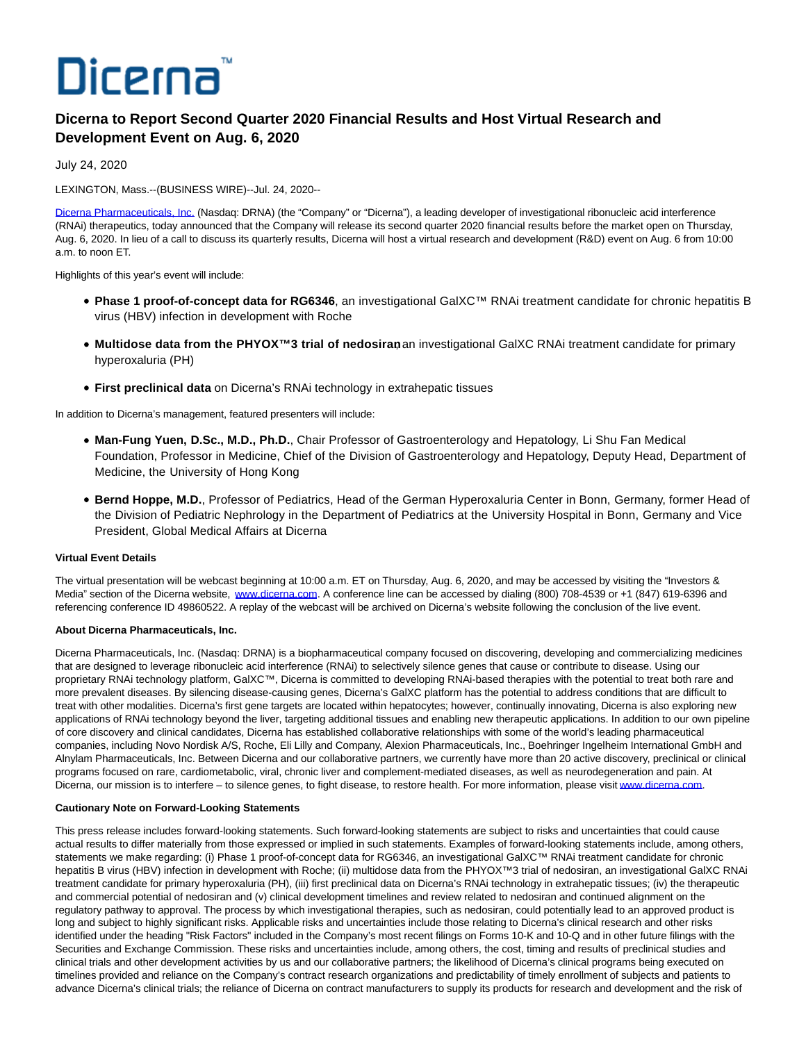# Dicerna™

## Dicerna to Report Second Quarter 2020 Financial Results and Host Virtual Research and Development Event on Aug. 6, 2020

July 24, 2020

LEXINGTON, Mass.--(BUSINESS WIRE)--Jul. 24, 2020--

Dicerna Pharmaceuticals, Inc. (Nasdaq: DRNA) (the "Company" or "Dicerna"), a leading developer of investigational ribonucleic acid interference (RNAi) therapeutics, today announced that the Company will release its second quarter 2020 financial results before the market open on Thursday, Aug. 6, 2020. In lieu of a call to discuss its quarterly results, Dicerna will host a virtual research and development (R&D) event on Aug. 6 from 10:00 a.m. to noon ET.

Highlights of this year's event will include:

- **Phase 1 proof-of-concept data for RG6346**, an investigational GalXC™ RNAi treatment candidate for chronic hepatitis B virus (HBV) infection in development with Roche
- **Multidose data from the PHYOX™3 trial of nedosiran**, an investigational GalXC RNAi treatment candidate for primary hyperoxaluria (PH)
- **First preclinical data** on Dicerna's RNAi technology in extrahepatic tissues

In addition to Dicerna's management, featured presenters will include:

- **Man-Fung Yuen, D.Sc., M.D., Ph.D.**, Chair Professor of Gastroenterology and Hepatology, Li Shu Fan Medical Foundation, Professor in Medicine, Chief of the Division of Gastroenterology and Hepatology, Deputy Head, Department of Medicine, the University of Hong Kong
- **Bernd Hoppe, M.D.**, Professor of Pediatrics, Head of the German Hyperoxaluria Center in Bonn, Germany, former Head of the Division of Pediatric Nephrology in the Department of Pediatrics at the University Hospital in Bonn, Germany and Vice President, Global Medical Affairs at Dicerna

**Virtual Event Details**

The virtual presentation will be webcast beginning at 10:00 a.m. ET on Thursday, Aug. 6, 2020, and may be accessed by visiting the "Investors & Media" section of the Dicerna website, www.dicerna.com. A conference line can be accessed by dialing (800) 708-4539 or +1 (847) 619-6396 and referencing conference ID 49860522. A replay of the webcast will be archived on Dicerna's website following the conclusion of the live event.

**About Dicerna Pharmaceuticals, Inc.**

Dicerna Pharmaceuticals, Inc. (Nasdaq: DRNA) is a biopharmaceutical company focused on discovering, developing and commercializing medicines that are designed to leverage ribonucleic acid interference (RNAi) to selectively silence genes that cause or contribute to disease. Using our proprietary RNAi technology platform, GalXC™, Dicerna is committed to developing RNAi-based therapies with the potential to treat both rare and more prevalent diseases. By silencing disease-causing genes, Dicerna's GalXC platform has the potential to address conditions that are difficult to treat with other modalities. Dicerna's first gene targets are located within hepatocytes; however, continually innovating, Dicerna is also exploring new applications of RNAi technology beyond the liver, targeting additional tissues and enabling new therapeutic applications. In addition to our own pipeline of core discovery and clinical candidates, Dicerna has established collaborative relationships with some of the world's leading pharmaceutical companies, including Novo Nordisk A/S, Roche, Eli Lilly and Company, Alexion Pharmaceuticals, Inc., Boehringer Ingelheim International GmbH and Alnylam Pharmaceuticals, Inc. Between Dicerna and our collaborative partners, we currently have more than 20 active discovery, preclinical or clinical programs focused on rare, cardiometabolic, viral, chronic liver and complement-mediated diseases, as well as neurodegeneration and pain. At Dicerna, our mission is to interfere – to silence genes, to fight disease, to restore health. For more information, please visit www.dicerna.com.

**Cautionary Note on Forward-Looking Statements**

This press release includes forward-looking statements. Such forward-looking statements are subject to risks and uncertainties that could cause actual results to differ materially from those expressed or implied in such statements. Examples of forward-looking statements include, among others, statements we make regarding: (i) Phase 1 proof-of-concept data for RG6346, an investigational GalXC™ RNAi treatment candidate for chronic hepatitis B virus (HBV) infection in development with Roche; (ii) multidose data from the PHYOX™3 trial of nedosiran, an investigational GalXC RNAi treatment candidate for primary hyperoxaluria (PH), (iii) first preclinical data on Dicerna's RNAi technology in extrahepatic tissues; (iv) the therapeutic and commercial potential of nedosiran and (v) clinical development timelines and review related to nedosiran and continued alignment on the regulatory pathway to approval. The process by which investigational therapies, such as nedosiran, could potentially lead to an approved product is long and subject to highly significant risks. Applicable risks and uncertainties include those relating to Dicerna's clinical research and other risks identified under the heading "Risk Factors" included in the Company's most recent filings on Forms 10-K and 10-Q and in other future filings with the Securities and Exchange Commission. These risks and uncertainties include, among others, the cost, timing and results of preclinical studies and clinical trials and other development activities by us and our collaborative partners; the likelihood of Dicerna's clinical programs being executed on timelines provided and reliance on the Company's contract research organizations and predictability of timely enrollment of subjects and patients to advance Dicerna's clinical trials; the reliance of Dicerna on contract manufacturers to supply its products for research and development and the risk of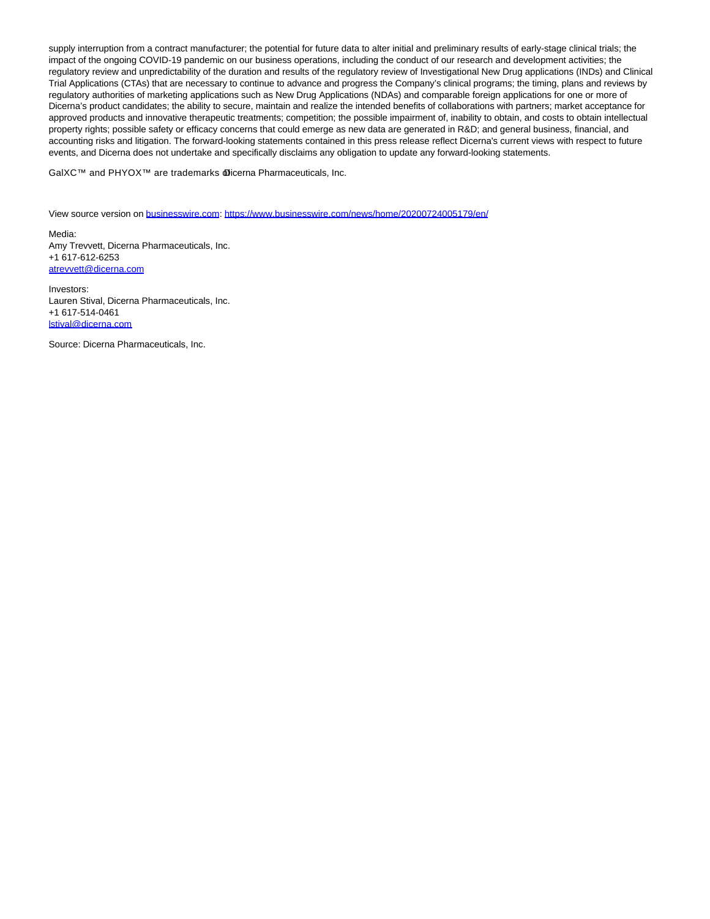supply interruption from a contract manufacturer; the potential for future data to alter initial and preliminary results of early-stage clinical trials; the impact of the ongoing COVID-19 pandemic on our business operations, including the conduct of our research and development activities; the regulatory review and unpredictability of the duration and results of the regulatory review of Investigational New Drug applications (INDs) and Clinical Trial Applications (CTAs) that are necessary to continue to advance and progress the Company's clinical programs; the timing, plans and reviews by regulatory authorities of marketing applications such as New Drug Applications (NDAs) and comparable foreign applications for one or more of Dicerna's product candidates; the ability to secure, maintain and realize the intended benefits of collaborations with partners; market acceptance for approved products and innovative therapeutic treatments; competition; the possible impairment of, inability to obtain, and costs to obtain intellectual property rights; possible safety or efficacy concerns that could emerge as new data are generated in R&D; and general business, financial, and accounting risks and litigation. The forward-looking statements contained in this press release reflect Dicerna's current views with respect to future events, and Dicerna does not undertake and specifically disclaims any obligation to update any forward-looking statements.

GalXC™ and PHYOX™ are trademarks of Dicerna Pharmaceuticals, Inc.

View source version on businesswire.com: https://www.businesswire.com/news/home/20200724005179/en/

Media:
Amy Trevvett, Dicerna Pharmaceuticals, Inc.
+1 617-612-6253
atrevvett@dicerna.com

Investors:
Lauren Stival, Dicerna Pharmaceuticals, Inc.
+1 617-514-0461
lstival@dicerna.com

Source: Dicerna Pharmaceuticals, Inc.